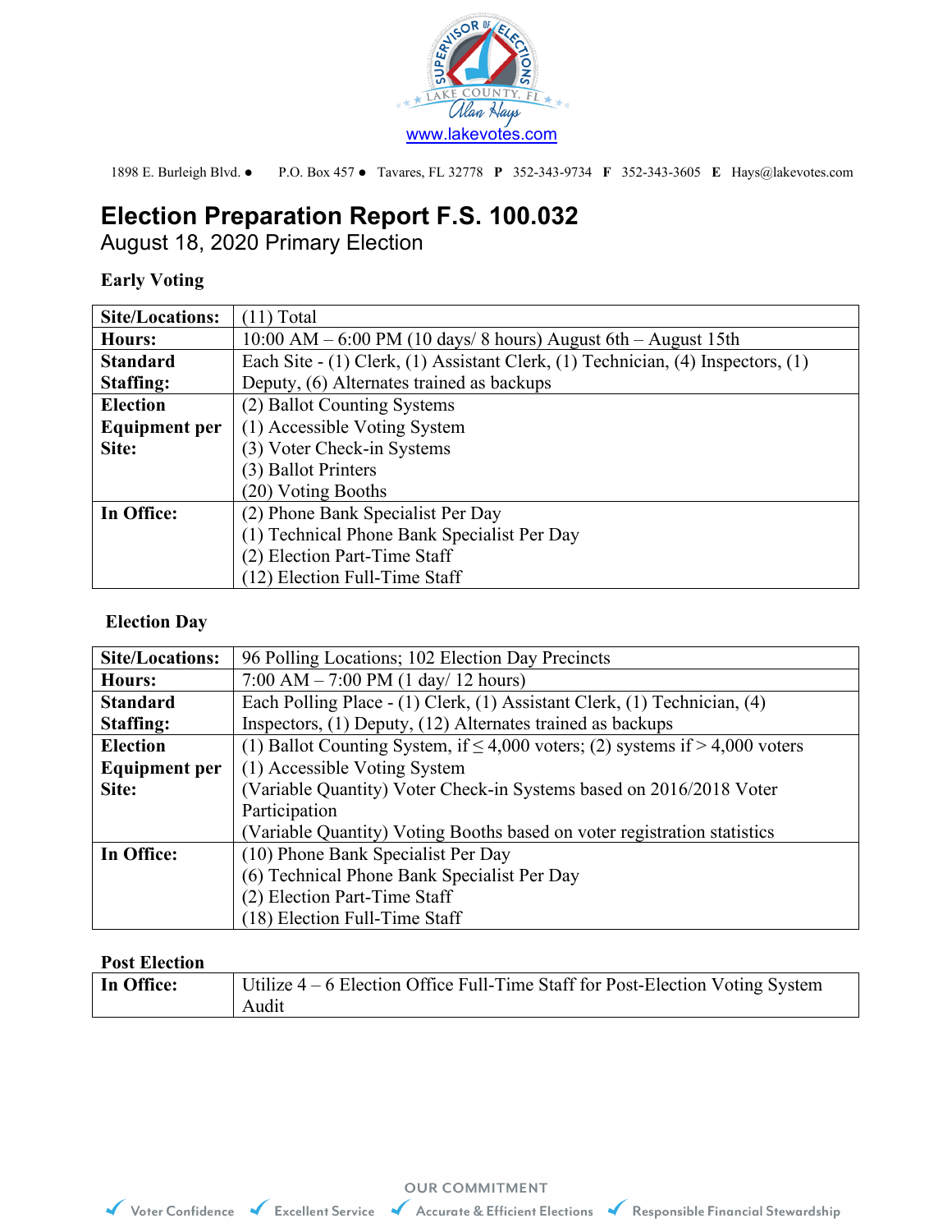www.lakevotes.com

1898 E. Burleigh Blvd. ● P.O. Box 457 ● Tavares, FL 32778 **P** 352-343-9734 **F** 352-343-3605 **E** Hays@lakevotes.com

# Election Preparation Report F.S. 100.032

## August 18, 2020 Primary Election

### Early Voting

| | |
|---|---|
| **Site/Locations:** | (11) Total |
| **Hours:** | 10:00 AM – 6:00 PM (10 days/ 8 hours) August 6th – August 15th |
| **Standard Staffing:** | Each Site - (1) Clerk, (1) Assistant Clerk, (1) Technician, (4) Inspectors, (1) Deputy, (6) Alternates trained as backups |
| **Election Equipment per Site:** | (2) Ballot Counting Systems<br>(1) Accessible Voting System<br>(3) Voter Check-in Systems<br>(3) Ballot Printers<br>(20) Voting Booths |
| **In Office:** | (2) Phone Bank Specialist Per Day<br>(1) Technical Phone Bank Specialist Per Day<br>(2) Election Part-Time Staff<br>(12) Election Full-Time Staff |

### Election Day

| | |
|---|---|
| **Site/Locations:** | 96 Polling Locations; 102 Election Day Precincts |
| **Hours:** | 7:00 AM – 7:00 PM (1 day/ 12 hours) |
| **Standard Staffing:** | Each Polling Place - (1) Clerk, (1) Assistant Clerk, (1) Technician, (4) Inspectors, (1) Deputy, (12) Alternates trained as backups |
| **Election Equipment per Site:** | (1) Ballot Counting System, if ≤ 4,000 voters; (2) systems if > 4,000 voters<br>(1) Accessible Voting System<br>(Variable Quantity) Voter Check-in Systems based on 2016/2018 Voter Participation<br>(Variable Quantity) Voting Booths based on voter registration statistics |
| **In Office:** | (10) Phone Bank Specialist Per Day<br>(6) Technical Phone Bank Specialist Per Day<br>(2) Election Part-Time Staff<br>(18) Election Full-Time Staff |

### Post Election

| | |
|---|---|
| **In Office:** | Utilize 4 – 6 Election Office Full-Time Staff for Post-Election Voting System Audit |

OUR COMMITMENT

✔ Voter Confidence ✔ Excellent Service ✔ Accurate & Efficient Elections ✔ Responsible Financial Stewardship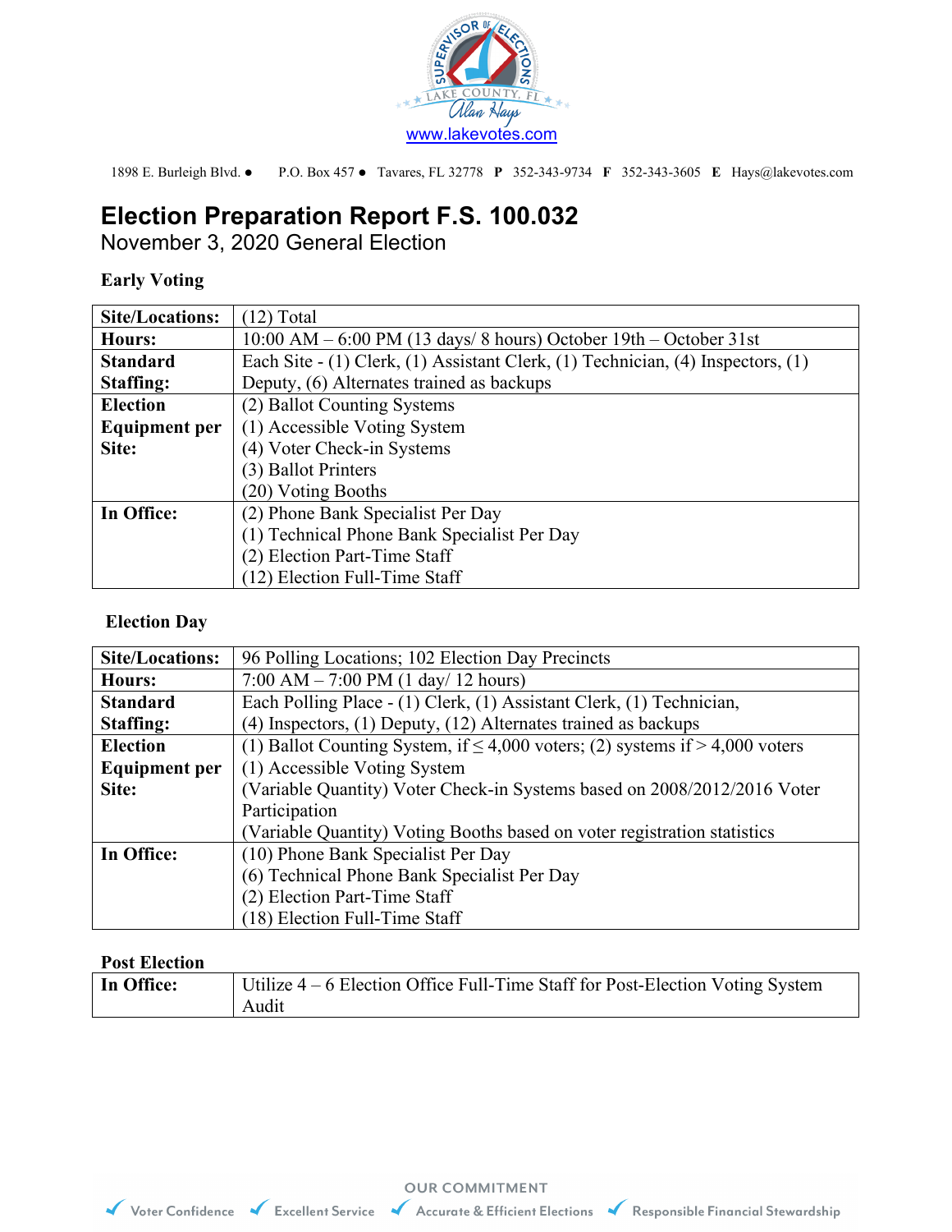www.lakevotes.com

1898 E. Burleigh Blvd. ● P.O. Box 457 ● Tavares, FL 32778 **P** 352-343-9734 **F** 352-343-3605 **E** Hays@lakevotes.com

# Election Preparation Report F.S. 100.032

November 3, 2020 General Election

### Early Voting

| | |
|---|---|
| **Site/Locations:** | (12) Total |
| **Hours:** | 10:00 AM – 6:00 PM (13 days/ 8 hours) October 19th – October 31st |
| **Standard Staffing:** | Each Site - (1) Clerk, (1) Assistant Clerk, (1) Technician, (4) Inspectors, (1) Deputy, (6) Alternates trained as backups |
| **Election Equipment per Site:** | (2) Ballot Counting Systems<br>(1) Accessible Voting System<br>(4) Voter Check-in Systems<br>(3) Ballot Printers<br>(20) Voting Booths |
| **In Office:** | (2) Phone Bank Specialist Per Day<br>(1) Technical Phone Bank Specialist Per Day<br>(2) Election Part-Time Staff<br>(12) Election Full-Time Staff |

### Election Day

| | |
|---|---|
| **Site/Locations:** | 96 Polling Locations; 102 Election Day Precincts |
| **Hours:** | 7:00 AM – 7:00 PM (1 day/ 12 hours) |
| **Standard Staffing:** | Each Polling Place - (1) Clerk, (1) Assistant Clerk, (1) Technician, (4) Inspectors, (1) Deputy, (12) Alternates trained as backups |
| **Election Equipment per Site:** | (1) Ballot Counting System, if ≤ 4,000 voters; (2) systems if > 4,000 voters<br>(1) Accessible Voting System<br>(Variable Quantity) Voter Check-in Systems based on 2008/2012/2016 Voter Participation<br>(Variable Quantity) Voting Booths based on voter registration statistics |
| **In Office:** | (10) Phone Bank Specialist Per Day<br>(6) Technical Phone Bank Specialist Per Day<br>(2) Election Part-Time Staff<br>(18) Election Full-Time Staff |

### Post Election

| | |
|---|---|
| **In Office:** | Utilize 4 – 6 Election Office Full-Time Staff for Post-Election Voting System Audit |

OUR COMMITMENT

✔ Voter Confidence ✔ Excellent Service ✔ Accurate & Efficient Elections ✔ Responsible Financial Stewardship